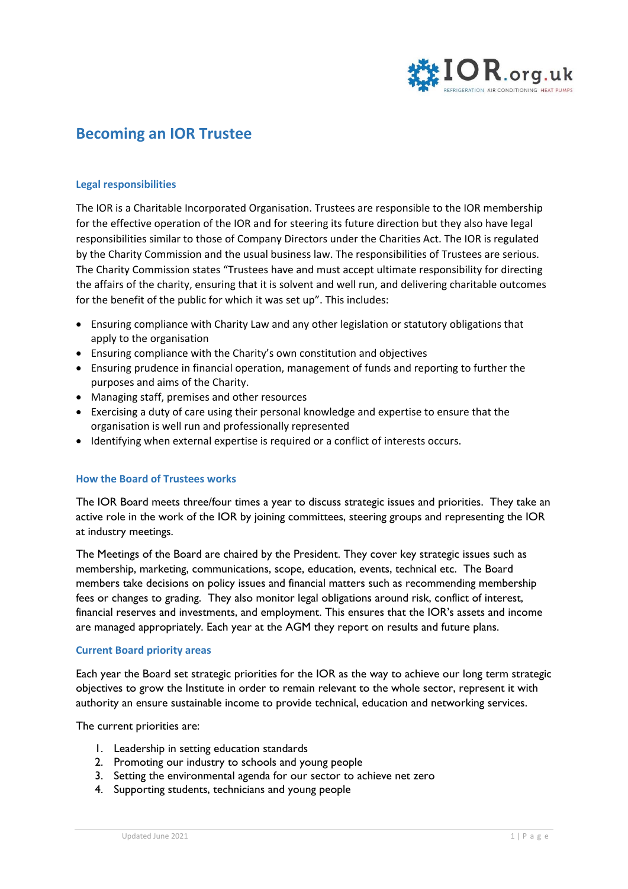# Becoming an IOR Trustee

## Legal responsibilities

The IOR is a Charitable Incorporated Organisation. Trustees are responsible to the IOR membership for the effective operation of the IOR and for steering its future direction but they also have legal responsibilities similar to those of Company Directors under the Charities Act. The IOR is regulated by the Charity Commission and the usual business law. The responsibilities of Trustees are serious. The Charity Commission states "Trustees have and must accept ultimate responsibility for directing the affairs of the charity, ensuring that it is solvent and well run, and delivering charitable outcomes for the benefit of the public for which it was set up". This includes:

- Ensuring compliance with Charity Law and any other legislation or statutory obligations that apply to the organisation
- Ensuring compliance with the Charity's own constitution and objectives
- Ensuring prudence in financial operation, management of funds and reporting to further the purposes and aims of the Charity.
- Managing staff, premises and other resources
- Exercising a duty of care using their personal knowledge and expertise to ensure that the organisation is well run and professionally represented
- Identifying when external expertise is required or a conflict of interests occurs.

## How the Board of Trustees works

The IOR Board meets three/four times a year to discuss strategic issues and priorities. They take an active role in the work of the IOR by joining committees, steering groups and representing the IOR at industry meetings.

The Meetings of the Board are chaired by the President. They cover key strategic issues such as membership, marketing, communications, scope, education, events, technical etc. The Board members take decisions on policy issues and financial matters such as recommending membership fees or changes to grading. They also monitor legal obligations around risk, conflict of interest, financial reserves and investments, and employment. This ensures that the IOR's assets and income are managed appropriately. Each year at the AGM they report on results and future plans.

## Current Board priority areas

Each year the Board set strategic priorities for the IOR as the way to achieve our long term strategic objectives to grow the Institute in order to remain relevant to the whole sector, represent it with authority an ensure sustainable income to provide technical, education and networking services.

The current priorities are:

1. Leadership in setting education standards
2. Promoting our industry to schools and young people
3. Setting the environmental agenda for our sector to achieve net zero
4. Supporting students, technicians and young people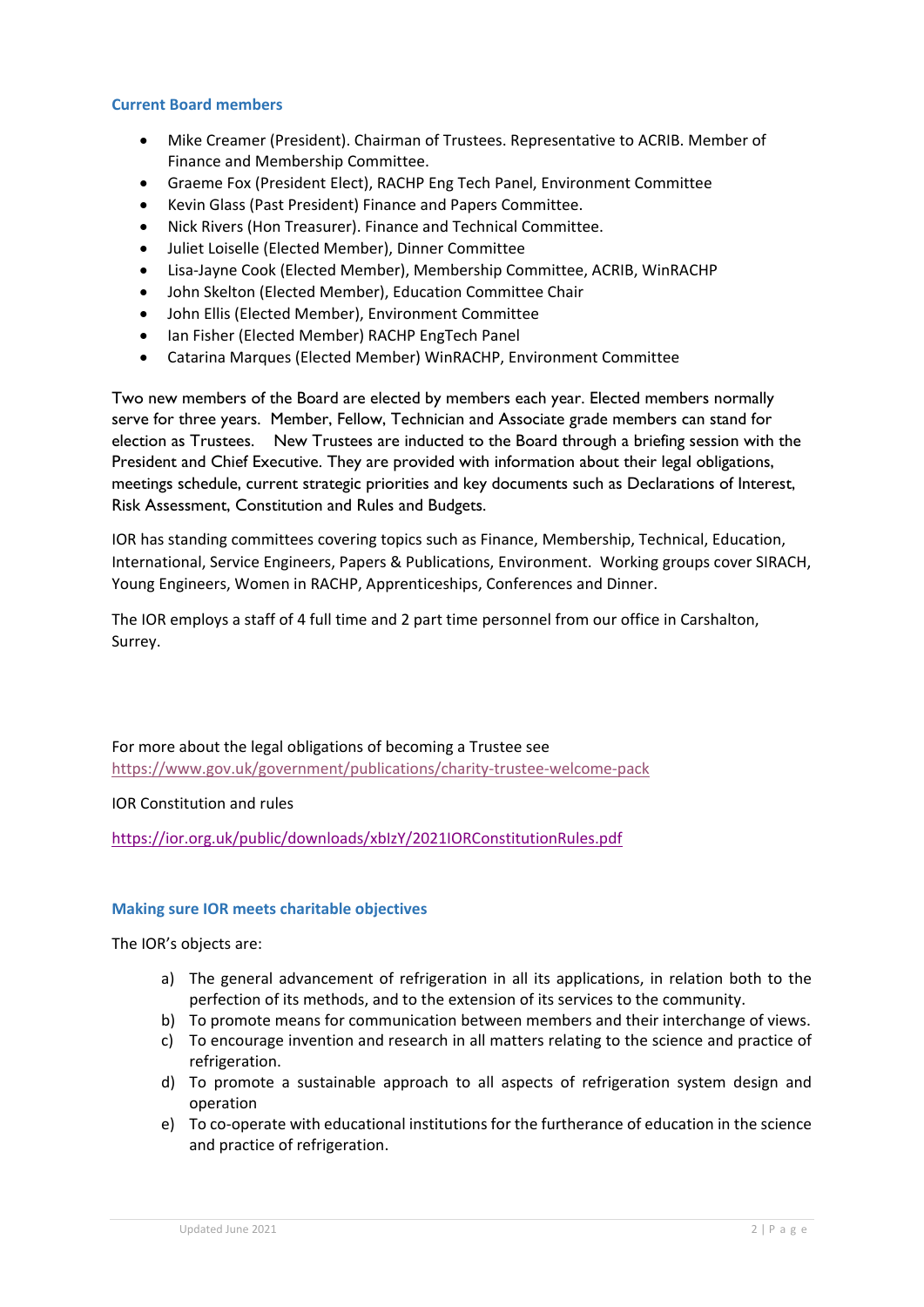### Current Board members

- Mike Creamer (President). Chairman of Trustees. Representative to ACRIB. Member of Finance and Membership Committee.
- Graeme Fox (President Elect), RACHP Eng Tech Panel, Environment Committee
- Kevin Glass (Past President) Finance and Papers Committee.
- Nick Rivers (Hon Treasurer). Finance and Technical Committee.
- Juliet Loiselle (Elected Member), Dinner Committee
- Lisa-Jayne Cook (Elected Member), Membership Committee, ACRIB, WinRACHP
- John Skelton (Elected Member), Education Committee Chair
- John Ellis (Elected Member), Environment Committee
- Ian Fisher (Elected Member) RACHP EngTech Panel
- Catarina Marques (Elected Member) WinRACHP, Environment Committee

Two new members of the Board are elected by members each year. Elected members normally serve for three years. Member, Fellow, Technician and Associate grade members can stand for election as Trustees. New Trustees are inducted to the Board through a briefing session with the President and Chief Executive. They are provided with information about their legal obligations, meetings schedule, current strategic priorities and key documents such as Declarations of Interest, Risk Assessment, Constitution and Rules and Budgets.

IOR has standing committees covering topics such as Finance, Membership, Technical, Education, International, Service Engineers, Papers & Publications, Environment. Working groups cover SIRACH, Young Engineers, Women in RACHP, Apprenticeships, Conferences and Dinner.

The IOR employs a staff of 4 full time and 2 part time personnel from our office in Carshalton, Surrey.

For more about the legal obligations of becoming a Trustee see https://www.gov.uk/government/publications/charity-trustee-welcome-pack

IOR Constitution and rules

https://ior.org.uk/public/downloads/xbIzY/2021IORConstitutionRules.pdf

### Making sure IOR meets charitable objectives

The IOR's objects are:

a) The general advancement of refrigeration in all its applications, in relation both to the perfection of its methods, and to the extension of its services to the community.
b) To promote means for communication between members and their interchange of views.
c) To encourage invention and research in all matters relating to the science and practice of refrigeration.
d) To promote a sustainable approach to all aspects of refrigeration system design and operation
e) To co-operate with educational institutions for the furtherance of education in the science and practice of refrigeration.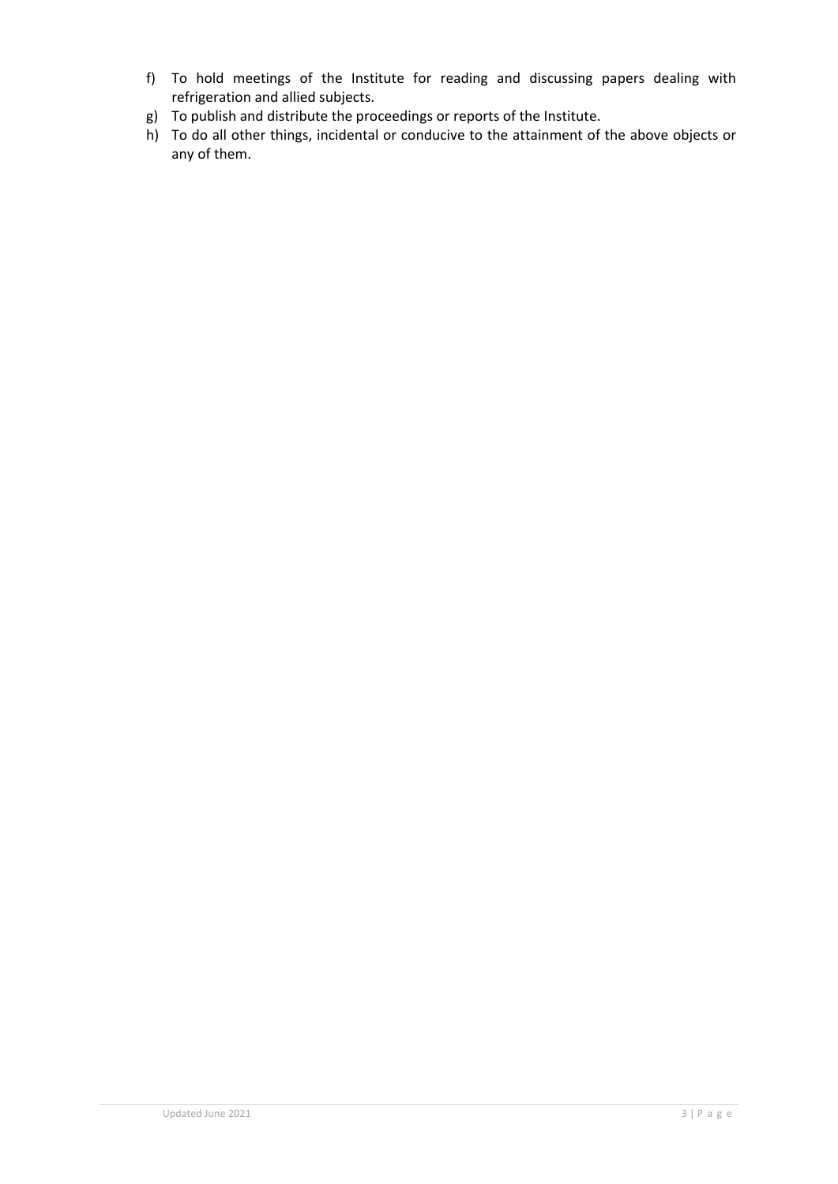f) To hold meetings of the Institute for reading and discussing papers dealing with refrigeration and allied subjects.
g) To publish and distribute the proceedings or reports of the Institute.
h) To do all other things, incidental or conducive to the attainment of the above objects or any of them.